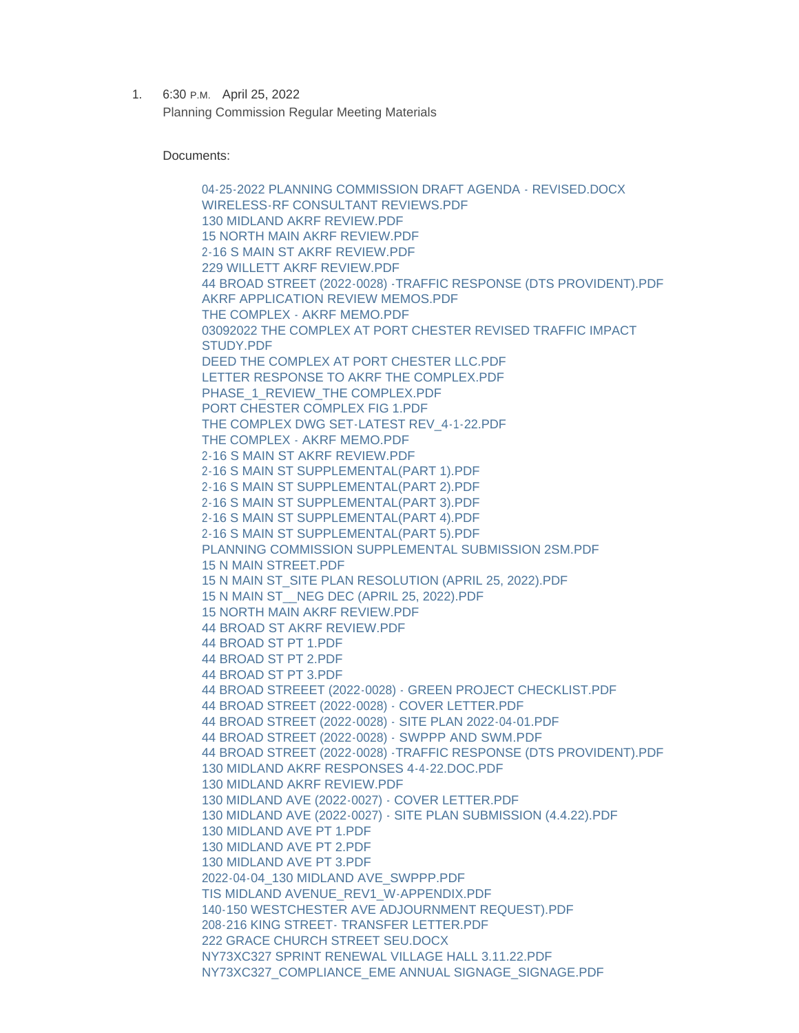1. 6:30 P.M. April 25, 2022

   Planning Commission Regular Meeting Materials

   Documents:

   - 04-25-2022 PLANNING COMMISSION DRAFT AGENDA - REVISED.DOCX
   - WIRELESS-RF CONSULTANT REVIEWS.PDF
   - 130 MIDLAND AKRF REVIEW.PDF
   - 15 NORTH MAIN AKRF REVIEW.PDF
   - 2-16 S MAIN ST AKRF REVIEW.PDF
   - 229 WILLETT AKRF REVIEW.PDF
   - 44 BROAD STREET (2022-0028) -TRAFFIC RESPONSE (DTS PROVIDENT).PDF
   - AKRF APPLICATION REVIEW MEMOS.PDF
   - THE COMPLEX - AKRF MEMO.PDF
   - 03092022 THE COMPLEX AT PORT CHESTER REVISED TRAFFIC IMPACT STUDY.PDF
   - DEED THE COMPLEX AT PORT CHESTER LLC.PDF
   - LETTER RESPONSE TO AKRF THE COMPLEX.PDF
   - PHASE_1_REVIEW_THE COMPLEX.PDF
   - PORT CHESTER COMPLEX FIG 1.PDF
   - THE COMPLEX DWG SET-LATEST REV_4-1-22.PDF
   - THE COMPLEX - AKRF MEMO.PDF
   - 2-16 S MAIN ST AKRF REVIEW.PDF
   - 2-16 S MAIN ST SUPPLEMENTAL(PART 1).PDF
   - 2-16 S MAIN ST SUPPLEMENTAL(PART 2).PDF
   - 2-16 S MAIN ST SUPPLEMENTAL(PART 3).PDF
   - 2-16 S MAIN ST SUPPLEMENTAL(PART 4).PDF
   - 2-16 S MAIN ST SUPPLEMENTAL(PART 5).PDF
   - PLANNING COMMISSION SUPPLEMENTAL SUBMISSION 2SM.PDF
   - 15 N MAIN STREET.PDF
   - 15 N MAIN ST_SITE PLAN RESOLUTION (APRIL 25, 2022).PDF
   - 15 N MAIN ST__NEG DEC (APRIL 25, 2022).PDF
   - 15 NORTH MAIN AKRF REVIEW.PDF
   - 44 BROAD ST AKRF REVIEW.PDF
   - 44 BROAD ST PT 1.PDF
   - 44 BROAD ST PT 2.PDF
   - 44 BROAD ST PT 3.PDF
   - 44 BROAD STREEET (2022-0028) - GREEN PROJECT CHECKLIST.PDF
   - 44 BROAD STREET (2022-0028) - COVER LETTER.PDF
   - 44 BROAD STREET (2022-0028) - SITE PLAN 2022-04-01.PDF
   - 44 BROAD STREET (2022-0028) - SWPPP AND SWM.PDF
   - 44 BROAD STREET (2022-0028) -TRAFFIC RESPONSE (DTS PROVIDENT).PDF
   - 130 MIDLAND AKRF RESPONSES 4-4-22.DOC.PDF
   - 130 MIDLAND AKRF REVIEW.PDF
   - 130 MIDLAND AVE (2022-0027) - COVER LETTER.PDF
   - 130 MIDLAND AVE (2022-0027) - SITE PLAN SUBMISSION (4.4.22).PDF
   - 130 MIDLAND AVE PT 1.PDF
   - 130 MIDLAND AVE PT 2.PDF
   - 130 MIDLAND AVE PT 3.PDF
   - 2022-04-04_130 MIDLAND AVE_SWPPP.PDF
   - TIS MIDLAND AVENUE_REV1_W-APPENDIX.PDF
   - 140-150 WESTCHESTER AVE ADJOURNMENT REQUEST).PDF
   - 208-216 KING STREET- TRANSFER LETTER.PDF
   - 222 GRACE CHURCH STREET SEU.DOCX
   - NY73XC327 SPRINT RENEWAL VILLAGE HALL 3.11.22.PDF
   - NY73XC327_COMPLIANCE_EME ANNUAL SIGNAGE_SIGNAGE.PDF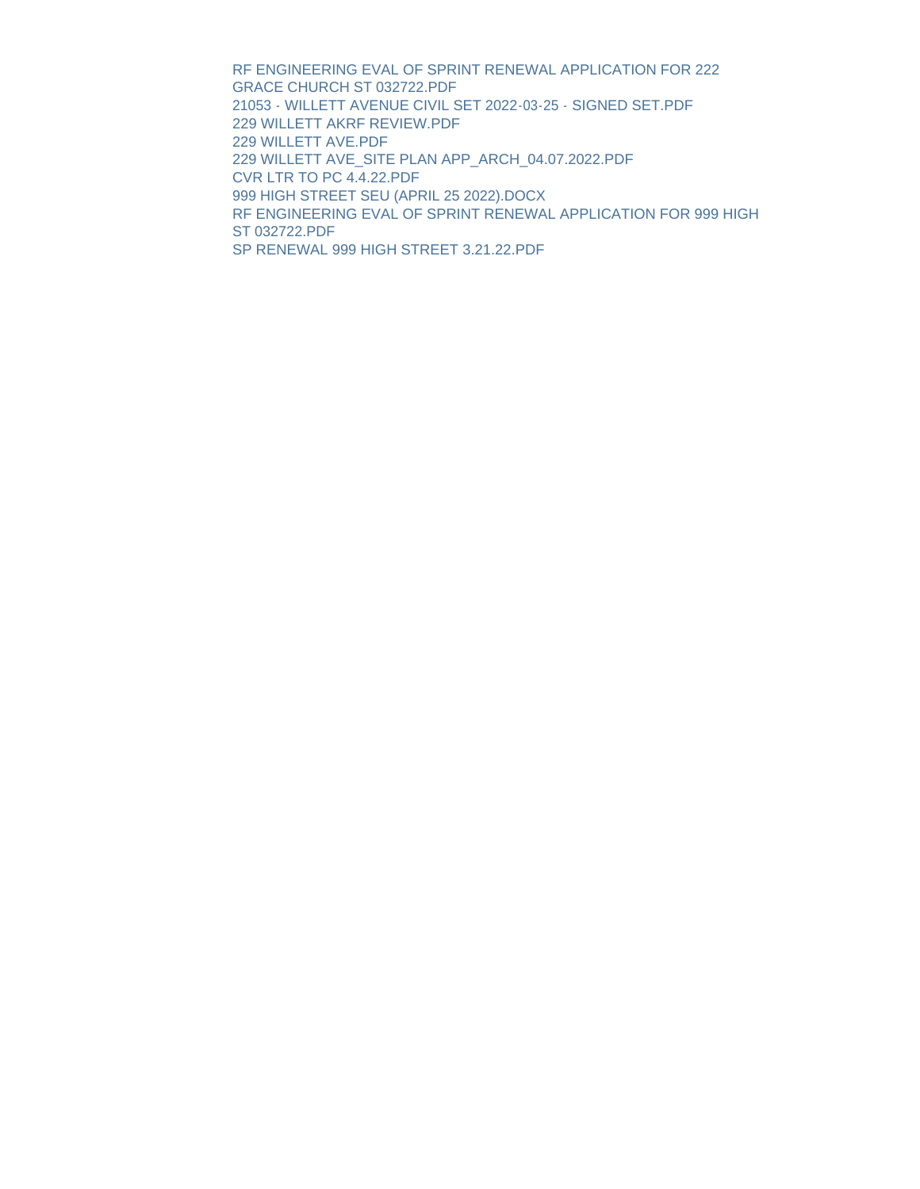RF ENGINEERING EVAL OF SPRINT RENEWAL APPLICATION FOR 222 GRACE CHURCH ST 032722.PDF
21053 - WILLETT AVENUE CIVIL SET 2022-03-25 - SIGNED SET.PDF
229 WILLETT AKRF REVIEW.PDF
229 WILLETT AVE.PDF
229 WILLETT AVE_SITE PLAN APP_ARCH_04.07.2022.PDF
CVR LTR TO PC 4.4.22.PDF
999 HIGH STREET SEU (APRIL 25 2022).DOCX
RF ENGINEERING EVAL OF SPRINT RENEWAL APPLICATION FOR 999 HIGH ST 032722.PDF
SP RENEWAL 999 HIGH STREET 3.21.22.PDF